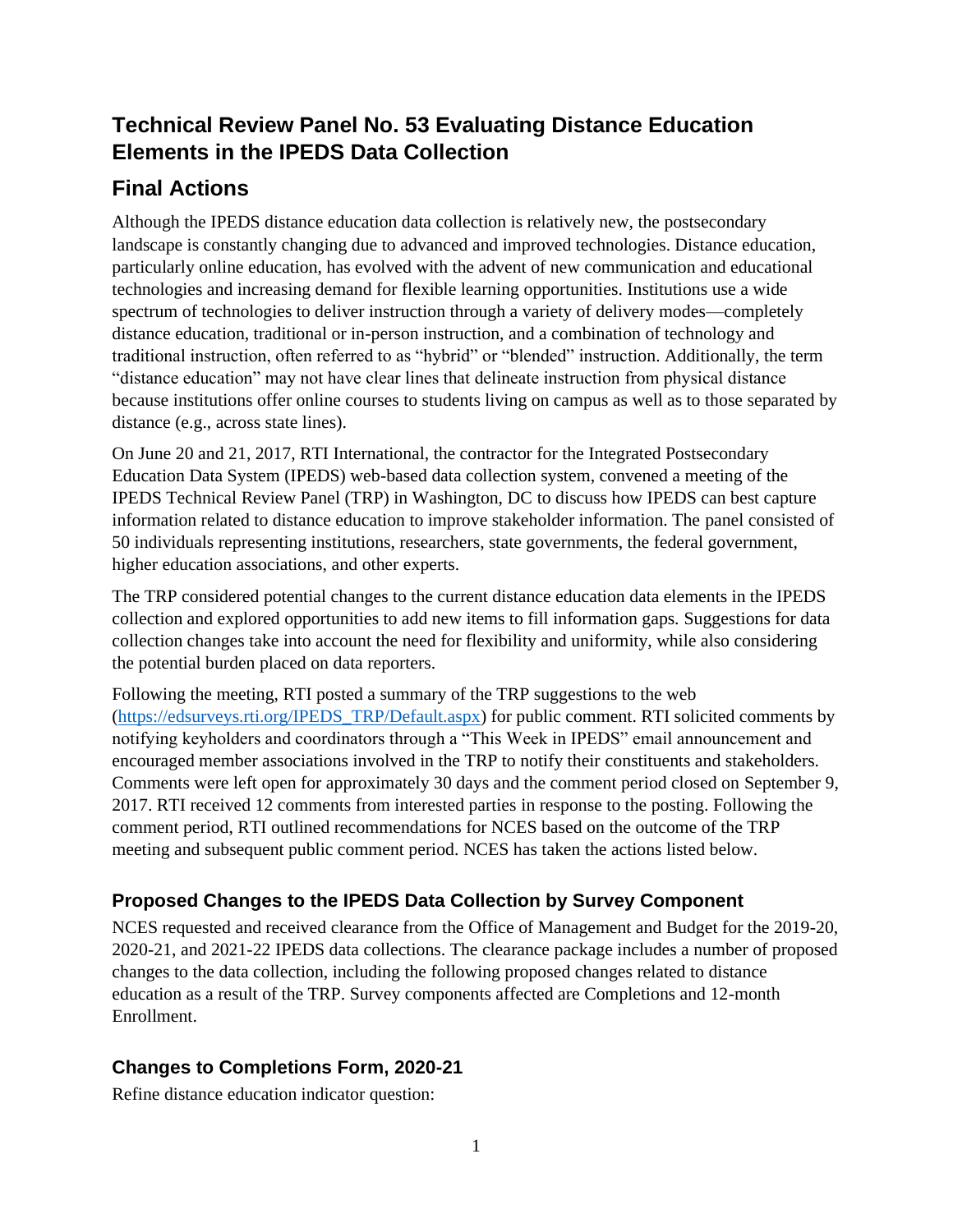# Technical Review Panel No. 53 Evaluating Distance Education Elements in the IPEDS Data Collection

## Final Actions

Although the IPEDS distance education data collection is relatively new, the postsecondary landscape is constantly changing due to advanced and improved technologies. Distance education, particularly online education, has evolved with the advent of new communication and educational technologies and increasing demand for flexible learning opportunities. Institutions use a wide spectrum of technologies to deliver instruction through a variety of delivery modes—completely distance education, traditional or in-person instruction, and a combination of technology and traditional instruction, often referred to as "hybrid" or "blended" instruction. Additionally, the term "distance education" may not have clear lines that delineate instruction from physical distance because institutions offer online courses to students living on campus as well as to those separated by distance (e.g., across state lines).

On June 20 and 21, 2017, RTI International, the contractor for the Integrated Postsecondary Education Data System (IPEDS) web-based data collection system, convened a meeting of the IPEDS Technical Review Panel (TRP) in Washington, DC to discuss how IPEDS can best capture information related to distance education to improve stakeholder information. The panel consisted of 50 individuals representing institutions, researchers, state governments, the federal government, higher education associations, and other experts.

The TRP considered potential changes to the current distance education data elements in the IPEDS collection and explored opportunities to add new items to fill information gaps. Suggestions for data collection changes take into account the need for flexibility and uniformity, while also considering the potential burden placed on data reporters.

Following the meeting, RTI posted a summary of the TRP suggestions to the web (https://edsurveys.rti.org/IPEDS_TRP/Default.aspx) for public comment. RTI solicited comments by notifying keyholders and coordinators through a "This Week in IPEDS" email announcement and encouraged member associations involved in the TRP to notify their constituents and stakeholders. Comments were left open for approximately 30 days and the comment period closed on September 9, 2017. RTI received 12 comments from interested parties in response to the posting. Following the comment period, RTI outlined recommendations for NCES based on the outcome of the TRP meeting and subsequent public comment period. NCES has taken the actions listed below.

### Proposed Changes to the IPEDS Data Collection by Survey Component

NCES requested and received clearance from the Office of Management and Budget for the 2019-20, 2020-21, and 2021-22 IPEDS data collections. The clearance package includes a number of proposed changes to the data collection, including the following proposed changes related to distance education as a result of the TRP. Survey components affected are Completions and 12-month Enrollment.

### Changes to Completions Form, 2020-21

Refine distance education indicator question: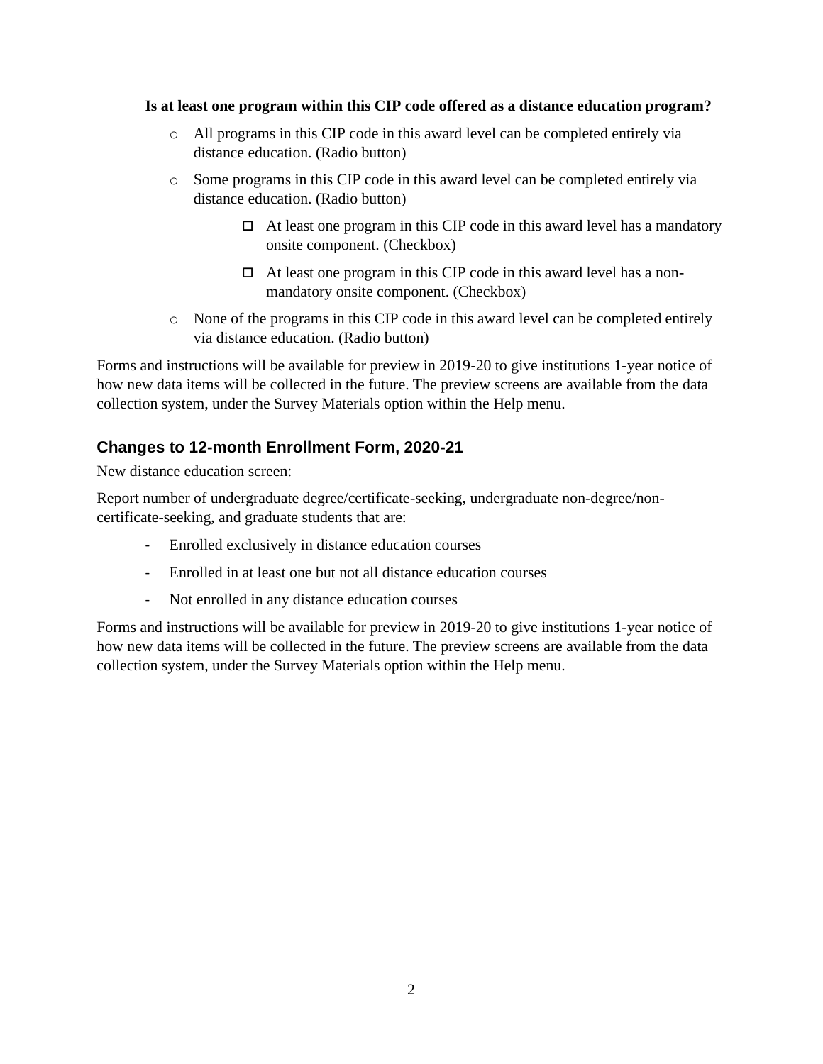**Is at least one program within this CIP code offered as a distance education program?**

- All programs in this CIP code in this award level can be completed entirely via distance education. (Radio button)
- Some programs in this CIP code in this award level can be completed entirely via distance education. (Radio button)
  - ☐ At least one program in this CIP code in this award level has a mandatory onsite component. (Checkbox)
  - ☐ At least one program in this CIP code in this award level has a non-mandatory onsite component. (Checkbox)
- None of the programs in this CIP code in this award level can be completed entirely via distance education. (Radio button)

Forms and instructions will be available for preview in 2019-20 to give institutions 1-year notice of how new data items will be collected in the future. The preview screens are available from the data collection system, under the Survey Materials option within the Help menu.

## Changes to 12-month Enrollment Form, 2020-21

New distance education screen:

Report number of undergraduate degree/certificate-seeking, undergraduate non-degree/non-certificate-seeking, and graduate students that are:

- Enrolled exclusively in distance education courses
- Enrolled in at least one but not all distance education courses
- Not enrolled in any distance education courses

Forms and instructions will be available for preview in 2019-20 to give institutions 1-year notice of how new data items will be collected in the future. The preview screens are available from the data collection system, under the Survey Materials option within the Help menu.